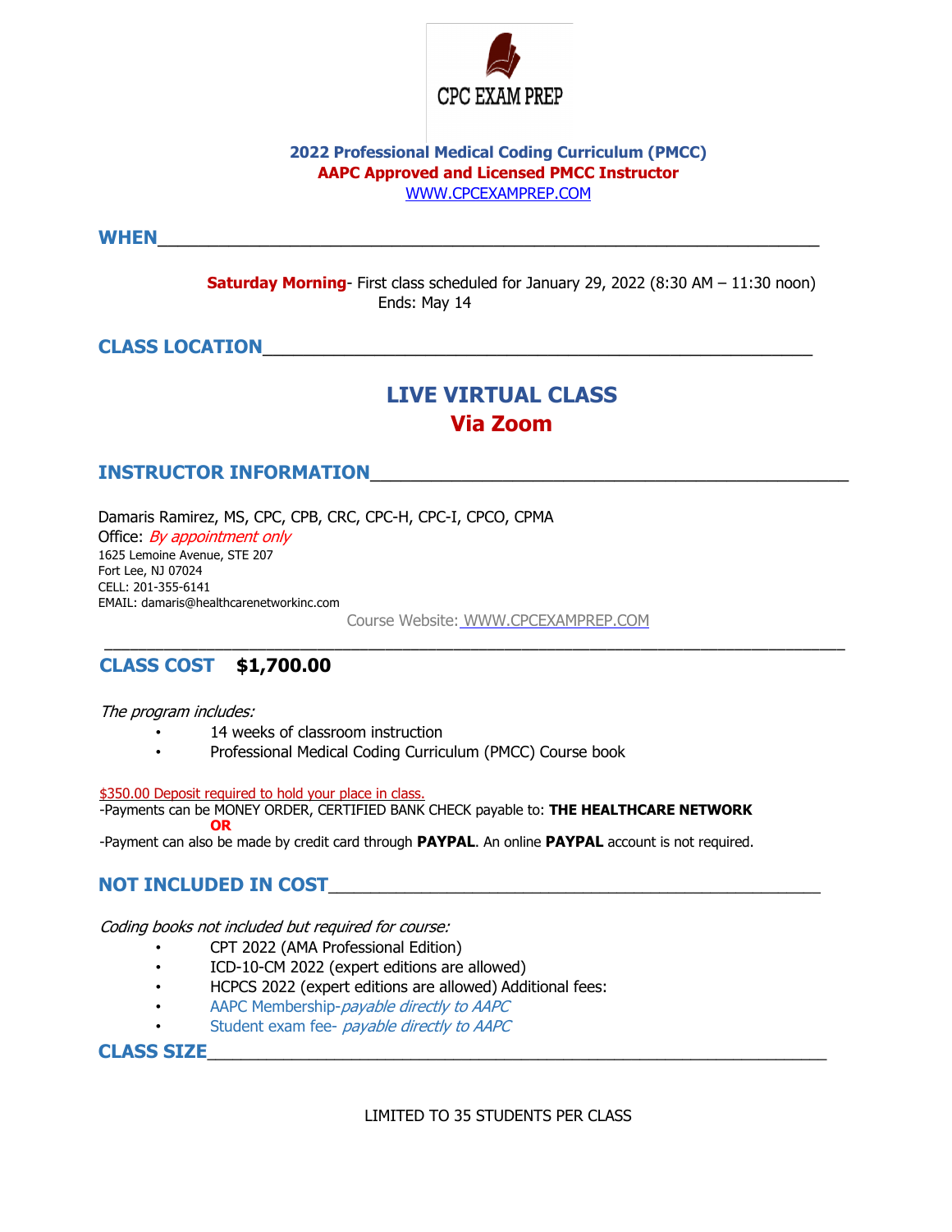CPC EXAM PREP

**2022 Professional Medical Coding Curriculum (PMCC)**
**AAPC Approved and Licensed PMCC Instructor**
WWW.CPCEXAMPREP.COM

## WHEN

**Saturday Morning**- First class scheduled for January 29, 2022 (8:30 AM – 11:30 noon)
Ends: May 14

## CLASS LOCATION

# LIVE VIRTUAL CLASS
# Via Zoom

## INSTRUCTOR INFORMATION

Damaris Ramirez, MS, CPC, CPB, CRC, CPC-H, CPC-I, CPCO, CPMA
Office: *By appointment only*
1625 Lemoine Avenue, STE 207
Fort Lee, NJ 07024
CELL: 201-355-6141
EMAIL: damaris@healthcarenetworkinc.com

Course Website: WWW.CPCEXAMPREP.COM

## CLASS COST **$1,700.00**

*The program includes:*

- 14 weeks of classroom instruction
- Professional Medical Coding Curriculum (PMCC) Course book

$350.00 Deposit required to hold your place in class.

-Payments can be MONEY ORDER, CERTIFIED BANK CHECK payable to: **THE HEALTHCARE NETWORK**

**OR**

-Payment can also be made by credit card through **PAYPAL**. An online **PAYPAL** account is not required.

## NOT INCLUDED IN COST

*Coding books not included but required for course:*

- CPT 2022 (AMA Professional Edition)
- ICD-10-CM 2022 (expert editions are allowed)
- HCPCS 2022 (expert editions are allowed) Additional fees:
- AAPC Membership-*payable directly to AAPC*
- Student exam fee- *payable directly to AAPC*

## CLASS SIZE

LIMITED TO 35 STUDENTS PER CLASS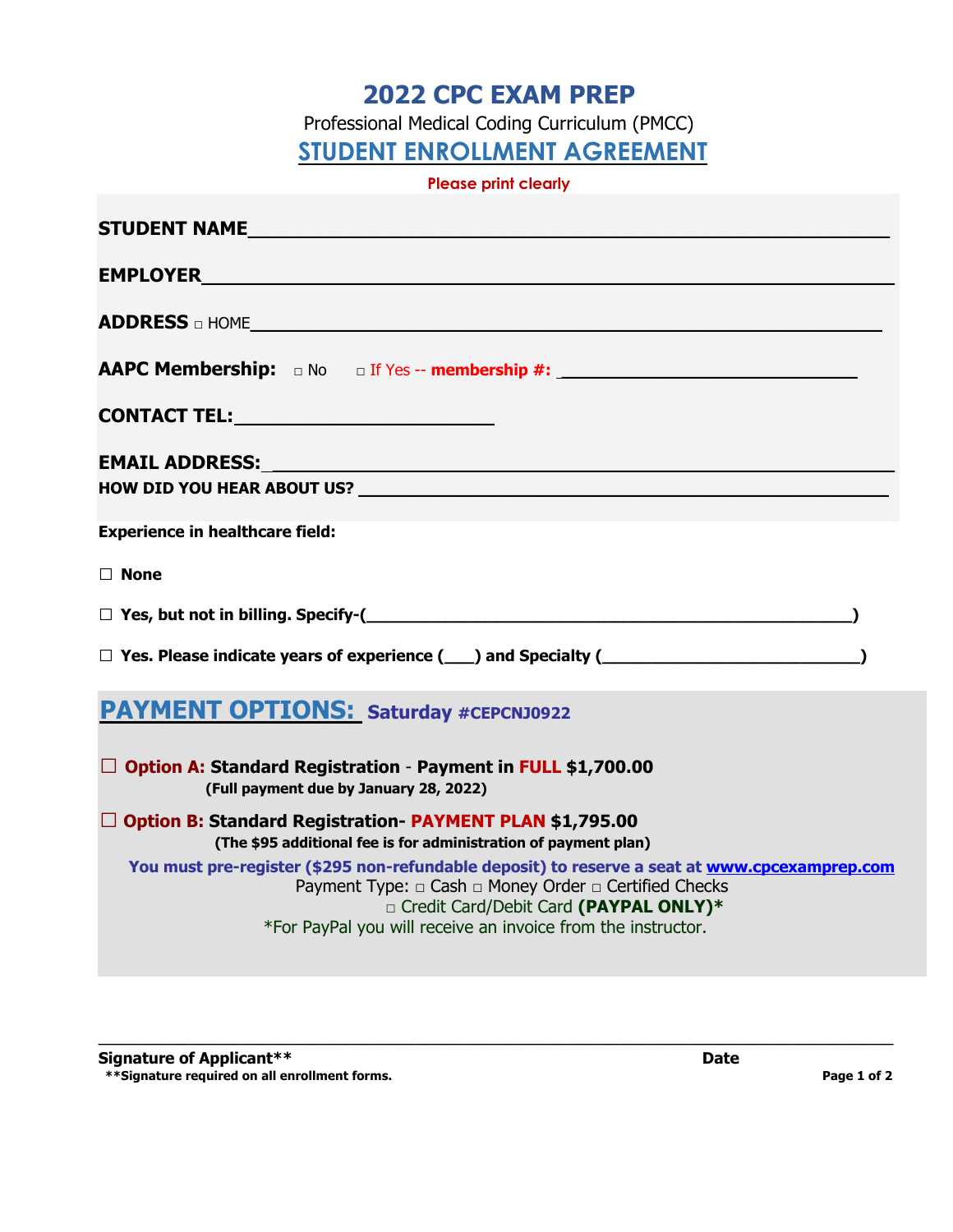# 2022 CPC EXAM PREP

Professional Medical Coding Curriculum (PMCC)

## STUDENT ENROLLMENT AGREEMENT

**Please print clearly**

**STUDENT NAME**\_\_\_\_\_\_\_\_\_\_\_\_\_\_\_\_\_\_\_\_\_\_\_\_\_\_\_\_\_\_\_\_\_\_\_\_\_\_\_\_\_\_\_\_\_\_\_\_\_\_\_\_\_\_\_\_

**EMPLOYER**\_\_\_\_\_\_\_\_\_\_\_\_\_\_\_\_\_\_\_\_\_\_\_\_\_\_\_\_\_\_\_\_\_\_\_\_\_\_\_\_\_\_\_\_\_\_\_\_\_\_\_\_\_\_\_\_\_\_\_\_

**ADDRESS** □ HOME\_\_\_\_\_\_\_\_\_\_\_\_\_\_\_\_\_\_\_\_\_\_\_\_\_\_\_\_\_\_\_\_\_\_\_\_\_\_\_\_\_\_\_\_\_\_\_\_\_\_\_\_\_\_

**AAPC Membership:** □ No □ If Yes -- **membership #:** \_\_\_\_\_\_\_\_\_\_\_\_\_\_\_\_\_\_\_\_\_\_\_\_\_\_\_

**CONTACT TEL:**\_\_\_\_\_\_\_\_\_\_\_\_\_\_\_\_\_\_\_\_\_\_\_\_

**EMAIL ADDRESS:** \_\_\_\_\_\_\_\_\_\_\_\_\_\_\_\_\_\_\_\_\_\_\_\_\_\_\_\_\_\_\_\_\_\_\_\_\_\_\_\_\_\_\_\_\_\_\_\_\_\_\_\_\_\_

**HOW DID YOU HEAR ABOUT US?** \_\_\_\_\_\_\_\_\_\_\_\_\_\_\_\_\_\_\_\_\_\_\_\_\_\_\_\_\_\_\_\_\_\_\_\_\_\_\_\_\_\_\_\_\_\_

**Experience in healthcare field:**

☐ **None**

☐ **Yes, but not in billing. Specify-(**\_\_\_\_\_\_\_\_\_\_\_\_\_\_\_\_\_\_\_\_\_\_\_\_\_\_\_\_\_\_\_\_\_\_\_\_\_\_\_\_\_\_\_\_\_**)**

☐ **Yes. Please indicate years of experience (**\_\_\_**) and Specialty (**\_\_\_\_\_\_\_\_\_\_\_\_\_\_\_\_\_\_\_\_\_\_\_\_\_\_**)**

## PAYMENT OPTIONS: Saturday #CEPCNJ0922

☐ **Option A: Standard Registration - Payment in FULL $1,700.00**
**(Full payment due by January 28, 2022)**

☐ **Option B: Standard Registration- PAYMENT PLAN $1,795.00**
**(The $95 additional fee is for administration of payment plan)**

**You must pre-register ($295 non-refundable deposit) to reserve a seat at www.cpcexamprep.com**

Payment Type: □ Cash □ Money Order □ Certified Checks
□ Credit Card/Debit Card **(PAYPAL ONLY)\***

\*For PayPal you will receive an invoice from the instructor.

\_\_\_\_\_\_\_\_\_\_\_\_\_\_\_\_\_\_\_\_\_\_\_\_\_\_\_\_\_\_\_\_\_\_\_\_\_\_\_\_\_\_\_\_\_\_\_\_\_\_\_\_\_\_\_\_\_\_\_\_\_\_\_\_\_\_\_\_\_\_

**Signature of Applicant\*\*** **Date**

**\*\*Signature required on all enrollment forms.**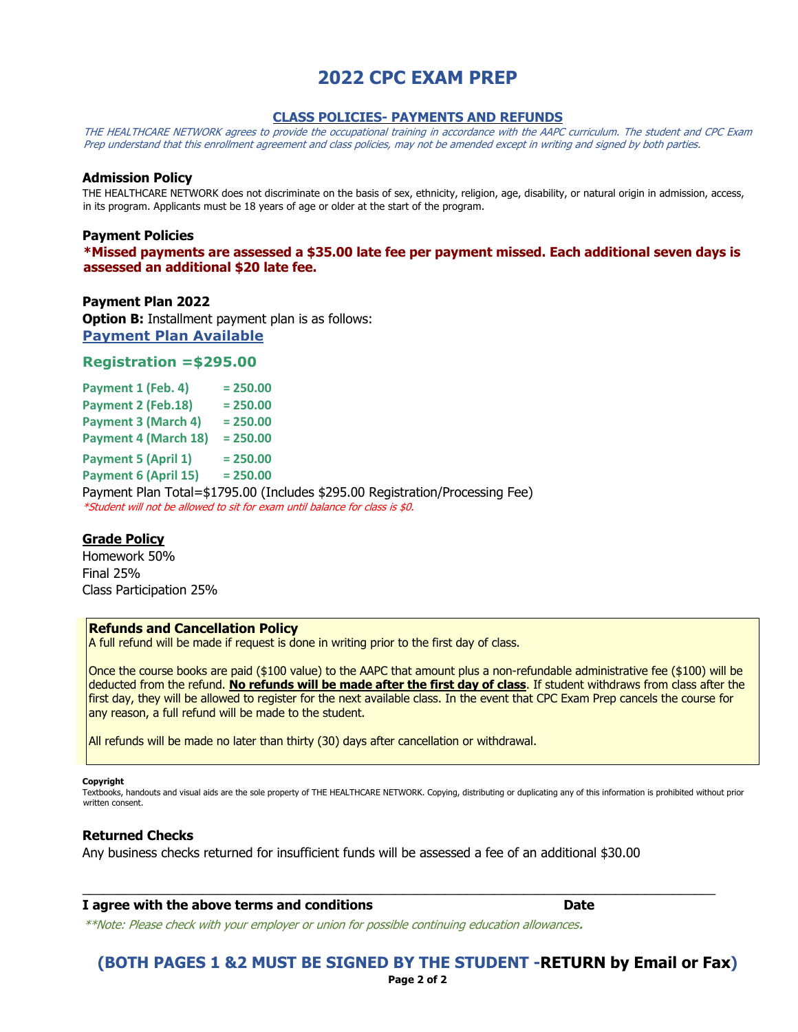# 2022 CPC EXAM PREP

## CLASS POLICIES- PAYMENTS AND REFUNDS

*THE HEALTHCARE NETWORK agrees to provide the occupational training in accordance with the AAPC curriculum. The student and CPC Exam Prep understand that this enrollment agreement and class policies, may not be amended except in writing and signed by both parties.*

### Admission Policy

THE HEALTHCARE NETWORK does not discriminate on the basis of sex, ethnicity, religion, age, disability, or natural origin in admission, access, in its program. Applicants must be 18 years of age or older at the start of the program.

### Payment Policies

**\*Missed payments are assessed a $35.00 late fee per payment missed. Each additional seven days is assessed an additional $20 late fee.**

### Payment Plan 2022

**Option B:** Installment payment plan is as follows:

**Payment Plan Available**

**Registration =$295.00**

**Payment 1 (Feb. 4) = 250.00**
**Payment 2 (Feb.18) = 250.00**
**Payment 3 (March 4) = 250.00**
**Payment 4 (March 18) = 250.00**
**Payment 5 (April 1) = 250.00**
**Payment 6 (April 15) = 250.00**

Payment Plan Total=$1795.00 (Includes $295.00 Registration/Processing Fee)

*\*Student will not be allowed to sit for exam until balance for class is $0.*

### Grade Policy

Homework 50%
Final 25%
Class Participation 25%

### Refunds and Cancellation Policy

A full refund will be made if request is done in writing prior to the first day of class.

Once the course books are paid ($100 value) to the AAPC that amount plus a non-refundable administrative fee ($100) will be deducted from the refund. **No refunds will be made after the first day of class**. If student withdraws from class after the first day, they will be allowed to register for the next available class. In the event that CPC Exam Prep cancels the course for any reason, a full refund will be made to the student.

All refunds will be made no later than thirty (30) days after cancellation or withdrawal.

**Copyright**

Textbooks, handouts and visual aids are the sole property of THE HEALTHCARE NETWORK. Copying, distributing or duplicating any of this information is prohibited without prior written consent.

### Returned Checks

Any business checks returned for insufficient funds will be assessed a fee of an additional $30.00

\_\_\_\_\_\_\_\_\_\_\_\_\_\_\_\_\_\_\_\_\_\_\_\_\_\_\_\_\_\_\_\_\_\_\_\_\_\_\_\_\_\_\_\_\_\_\_\_\_\_\_\_\_\_\_\_\_\_\_\_\_\_\_\_\_\_\_\_\_\_\_\_

**I agree with the above terms and conditions** **Date**

*\*\*Note: Please check with your employer or union for possible continuing education allowances.*

**(BOTH PAGES 1 &2 MUST BE SIGNED BY THE STUDENT -RETURN by Email or Fax)**